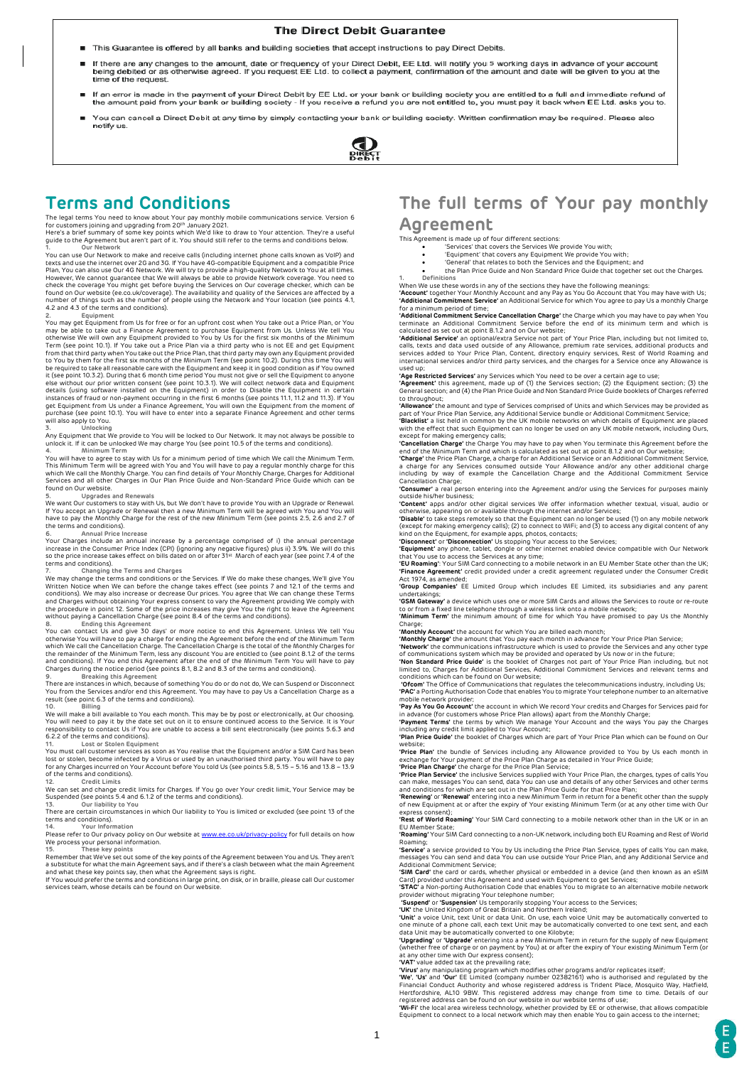## The Direct Debit Guarantee

- This Guarantee is offered by all banks and building societies that accept instructions to pay Direct Debits.
- If there are any changes to the amount, date or frequency of your Direct Debit, EE Ltd. will notify you 5 working days in advance of your account being debited or as otherwise agreed. If you request EE Ltd. to collect a payment, confirmation of the amount and date will be given to you at the time of the request.
- If an error is made in the payment of your Direct Debit by EE Ltd. or your bank or building society you are entitled to a full and immediate refund of the amount paid from your bank or building society - If you receive a refund you are not entitled to, you must pay it back when EE Ltd. asks you to.
- You can cancel a Direct Debit at any time by simply contacting your bank or building society. Written confirmation may be required. Please also notify us.

# Terms and Conditions

The legal terms You need to know about Your pay monthly mobile communications service. Version 6 for customers joining and upgrading from 20th January 2021.

Here's a brief summary of some key points which We'd like to draw to Your attention. They're a useful guide to the Agreement but aren't part of it. You should still refer to the terms and conditions below.

**1. Our Network**

You can use Our Network to make and receive calls (including internet phone calls known as VoIP) and texts and use the internet over 2G and 3G. If You have 4G-compatible Equipment and a compatible Price Plan, You can also use Our 4G Network. We will try to provide a high-quality Network to You at all times. However, We cannot guarantee that We will always be able to provide Network coverage. You need to check the coverage You might get before buying the Services on Our coverage checker, which can be found on Our website (ee.co.uk/coverage). The availability and quality of the Services are affected by a number of things such as the number of people using the Network and Your location (see points 4.1, 4.2 and 4.3 of the terms and conditions).

**2. Equipment**

You may get Equipment from Us for free or for an upfront cost when You take out a Price Plan, or You may be able to take out a Finance Agreement to purchase Equipment from Us. Unless We tell You otherwise We will own any Equipment provided to You by Us for the first six months of the Minimum Term (see point 10.1). If You take out a Price Plan via a third party who is not EE and get Equipment from that third party when You take out the Price Plan, that third party may own any Equipment provided to You by them for the first six months of the Minimum Term (see point 10.2). During this time You will be required to take all reasonable care with the Equipment and keep it in good condition as if You owned it (see point 10.3.2). During that 6 month time period You must not give or sell the Equipment to anyone else without our prior written consent (see point 10.3.1). We will collect network data and Equipment details (using software installed on the Equipment) in order to Disable the Equipment in certain instances of fraud or non-payment occurring in the first 6 months (see points 11.1, 11.2 and 11.3). If You get Equipment from Us under a Finance Agreement, You will own the Equipment from the moment of purchase (see point 10.1). You will have to enter into a separate Finance Agreement and other terms will also apply to You.

**3. Unlocking**

Any Equipment that We provide to You will be locked to Our Network. It may not always be possible to unlock it. If it can be unlocked We may charge You (see point 10.5 of the terms and conditions).

**4. Minimum Term**

You will have to agree to stay with Us for a minimum period of time which We call the Minimum Term. This Minimum Term will be agreed with You and You will have to pay a monthly charge for this which We call the Monthly Charge. You can find details of Your Monthly Charge, Charges for Additional Services and all other Charges in Our Plan Price Guide and Non-Standard Price Guide which can be found on Our website.

**5. Upgrades and Renewals**

We want Our customers to stay with Us, but We don't have to provide You with an Upgrade or Renewal. If You accept an Upgrade or Renewal then a new Minimum Term will be agreed with You and You will have to pay the Monthly Charge for the rest of the new Minimum Term (see points 2.5, 2.6 and 2.7 of the terms and conditions).

**6. Annual Price Increase**

Your Charges include an annual increase by a percentage comprised of i) the annual percentage increase in the Consumer Price Index (CPI) (ignoring any negative figures) plus ii) 3.9%. We will do this so the price increase takes effect on bills dated on or after 31st March of each year (see point 7.4 of the terms and conditions).

**7. Changing the Terms and Charges**

We may change the terms and conditions or the Services. If We do make these changes, We'll give You Written Notice when We can before the change takes effect (see points 7 and 12.1 of the terms and conditions). We may also increase or decrease Our prices. You agree that We can change these Terms and Charges without obtaining Your express consent to vary the Agreement providing We comply with the procedure in point 12. Some of the price increases may give You the right to leave the Agreement without paying a Cancellation Charge (see point 8.4 of the terms and conditions).

**8. Ending this Agreement**

You can contact Us and give 30 days' or more notice to end this Agreement. Unless We tell You otherwise You will have to pay a charge for ending the Agreement before the end of the Minimum Term which We call the Cancellation Charge. The Cancellation Charge is the total of the Monthly Charges for the remainder of the Minimum Term, less any discount You are entitled to (see point 8.1.2 of the terms and conditions). If You end this Agreement after the end of the Minimum Term You will have to pay Charges during the notice period (see points 8.1, 8.2 and 8.3 of the terms and conditions).

**9. Breaking this Agreement**

There are instances in which, because of something You do or do not do, We can Suspend or Disconnect You from the Services and/or end this Agreement. You may have to pay Us a Cancellation Charge as a result (see point 6.3 of the terms and conditions).

**10. Billing**

We will make a bill available to You each month. This may be by post or electronically, at Our choosing. You will need to pay it by the date set out on it to ensure continued access to the Service. It is Your responsibility to contact Us if You are unable to access a bill sent electronically (see points 5.6.3 and 6.2.2 of the terms and conditions).

**11. Lost or Stolen Equipment**

You must call customer services as soon as You realise that the Equipment and/or a SIM Card has been lost or stolen, become infected by a Virus or used by an unauthorised third party. You will have to pay for any Charges incurred on Your Account before You told Us (see points 5.8, 5.15 – 5.16 and 13.8 – 13.9 of the terms and conditions).

**12. Credit Limits**

We can set and change credit limits for Charges. If You go over Your credit limit, Your Service may be Suspended (see points 5.4 and 6.1.2 of the terms and conditions).

**13. Our liability to You**

There are certain circumstances in which Our liability to You is limited or excluded (see point 13 of the terms and conditions).

**14. Your Information**

Please refer to Our privacy policy on Our website at www.ee.co.uk/privacy-policy for full details on how We process your personal information.

**15. These key points**

Remember that We've set out some of the key points of the Agreement between You and Us. They aren't a substitute for what the main Agreement says, and if there's a clash between what the main Agreement and what these key points say, then what the Agreement says is right.

If You would prefer the terms and conditions in large print, on disk, or in braille, please call Our customer services team, whose details can be found on Our website.

# The full terms of Your pay monthly Agreement

This Agreement is made up of four different sections:

- 'Services' that covers the Services We provide You with;
- 'Equipment' that covers any Equipment We provide You with;
- 'General' that relates to both the Services and the Equipment; and
- the Plan Price Guide and Non Standard Price Guide that together set out the Charges.

**1. Definitions**

When We use these words in any of the sections they have the following meanings:

**'Account'** together Your Monthly Account and any Pay as You Go Account that You may have with Us;

**'Additional Commitment Service'** an Additional Service for which You agree to pay Us a monthly Charge for a minimum period of time;

**'Additional Commitment Service Cancellation Charge'** the Charge which you may have to pay when You terminate an Additional Commitment Service before the end of its minimum term and which is calculated as set out at point 8.1.2 and on Our website;

**'Additional Service'** an optional/extra Service not part of Your Price Plan, including but not limited to, calls, texts and data used outside of any Allowance, premium rate services, additional products and services added to Your Price Plan, Content, directory enquiry services, Rest of World Roaming and international services and/or third party services, and the charges for a Service once any Allowance is used up;

**'Age Restricted Services'** any Services which You need to be over a certain age to use;

**'Agreement'** this agreement, made up of (1) the Services section; (2) the Equipment section; (3) the General section; and (4) the Plan Price Guide and Non Standard Price Guide booklets of Charges referred to throughout;

**'Allowance'** the amount and type of Services comprised of Units and which Services may be provided as part of Your Price Plan Service, any Additional Service bundle or Additional Commitment Service;

**'Blacklist'** a list held in common by the UK mobile networks on which details of Equipment are placed with the effect that such Equipment can no longer be used on any UK mobile network, including Ours, except for making emergency calls;

**'Cancellation Charge'** the Charge You may have to pay when You terminate this Agreement before the end of the Minimum Term and which is calculated as set out at point 8.1.2 and on Our website;

**'Charge'** the Price Plan Charge, a charge for an Additional Service or an Additional Commitment Service, a charge for any Services consumed outside Your Allowance and/or any other additional charge including by way of example the Cancellation Charge and the Additional Commitment Service Cancellation Charge;

**'Consumer'** a real person entering into the Agreement and/or using the Services for purposes mainly outside his/her business;

**'Content'** apps and/or other digital services We offer information whether textual, visual, audio or otherwise, appearing on or available through the internet and/or Services;

**'Disable'** to take steps remotely so that the Equipment can no longer be used (1) on any mobile network (except for making emergency calls); (2) to connect to WiFi; and (3) to access any digital content of any kind on the Equipment, for example apps, photos, contacts;

**'Disconnect'** or **'Disconnection'** Us stopping Your access to the Services;

**'Equipment'** any phone, tablet, dongle or other internet enabled device compatible with Our Network that You use to access the Services at any time;

**'EU Roaming'**: Your SIM Card connecting to a mobile network in an EU Member State other than the UK;

**'Finance Agreement'** credit provided under a credit agreement regulated under the Consumer Credit Act 1974, as amended;

**'Group Companies'** EE Limited Group which includes EE Limited, its subsidiaries and any parent undertakings;

**'GSM Gateway'** a device which uses one or more SIM Cards and allows the Services to route or re-route to or from a fixed line telephone through a wireless link onto a mobile network;

**'Minimum Term'** the minimum amount of time for which You have promised to pay Us the Monthly Charge;

**'Monthly Account'** the account for which You are billed each month;

**'Monthly Charge'** the amount that You pay each month in advance for Your Price Plan Service;

**'Network'** the communications infrastructure which is used to provide the Services and any other type of communications system which may be provided and operated by Us now or in the future;

**'Non Standard Price Guide'** is the booklet of Charges not part of Your Price Plan including, but not limited to, Charges for Additional Services, Additional Commitment Services and relevant terms and conditions which can be found on Our website;

**'Ofcom'** The Office of Communications that regulates the telecommunications industry, including Us;

**'PAC'** a Porting Authorisation Code that enables You to migrate Your telephone number to an alternative mobile network provider;

**'Pay As You Go Account'** the account in which We record Your credits and Charges for Services paid for in advance (for customers whose Price Plan allows) apart from the Monthly Charge;

**'Payment Terms'** the terms by which We manage Your Account and the ways You pay the Charges including any credit limit applied to Your Account;

**'Plan Price Guide'** the booklet of Charges which are part of Your Price Plan which can be found on Our website;

**'Price Plan'** the bundle of Services including any Allowance provided to You by Us each month in exchange for Your payment of the Price Plan Charge as detailed in Your Price Guide;

**'Price Plan Charge'** the charge for the Price Plan Service;

**'Price Plan Service'** the inclusive Services supplied with Your Price Plan, the charges, types of calls You can make, messages You can send, data You can use and details of any other Services and other terms and conditions for which are set out in the Price Plan Guide for that Price Plan;

**'Renewing'** or **'Renewal'** entering into a new Minimum Term in return for a benefit other than the supply of new Equipment at or after the expiry of Your existing Minimum Term (or at any other time with Our express consent);

**'Rest of World Roaming'** Your SIM Card connecting to a mobile network other than in the UK or in an EU Member State;

**'Roaming'** Your SIM Card connecting to a non-UK network, including both EU Roaming and Rest of World Roaming;

**'Service'** a service provided to You by Us including the Price Plan Service, types of calls You can make, messages You can send and data You can use outside Your Price Plan, and any Additional Service and Additional Commitment Service;

**'SIM Card'** the card or cards, whether physical or embedded in a device (and then known as an eSIM Card) provided under this Agreement and used with Equipment to get Services;

**'STAC'** a Non-porting Authorisation Code that enables You to migrate to an alternative mobile network provider without migrating Your telephone number;

**'Suspend'** or **'Suspension'** Us temporarily stopping Your access to the Services;

**'UK'** the United Kingdom of Great Britain and Northern Ireland;

**'Unit'** a voice Unit, text Unit or data Unit. On use, each voice Unit may be automatically converted to one minute of a phone call, each text Unit may be automatically converted to one text sent, and each data Unit may be automatically converted to one Kilobyte;

**'Upgrading'** or **'Upgrade'** entering into a new Minimum Term in return for the supply of new Equipment (whether free of charge or on payment by You) at or after the expiry of Your existing Minimum Term (or at any other time with Our express consent);

**'VAT'** value added tax at the prevailing rate;

**'Virus'** any manipulating program which modifies other programs and/or replicates itself;

**'We'**, **'Us'** and **'Our'** EE Limited (company number 02382161) who is authorised and regulated by the Financial Conduct Authority and whose registered address is Trident Place, Mosquito Way, Hatfield, Hertfordshire, AL10 9BW. This registered address may change from time to time. Details of our registered address can be found on our website in our website terms of use;

**'Wi-Fi'** the local area wireless technology, whether provided by EE or otherwise, that allows compatible Equipment to connect to a local network which may then enable You to gain access to the internet;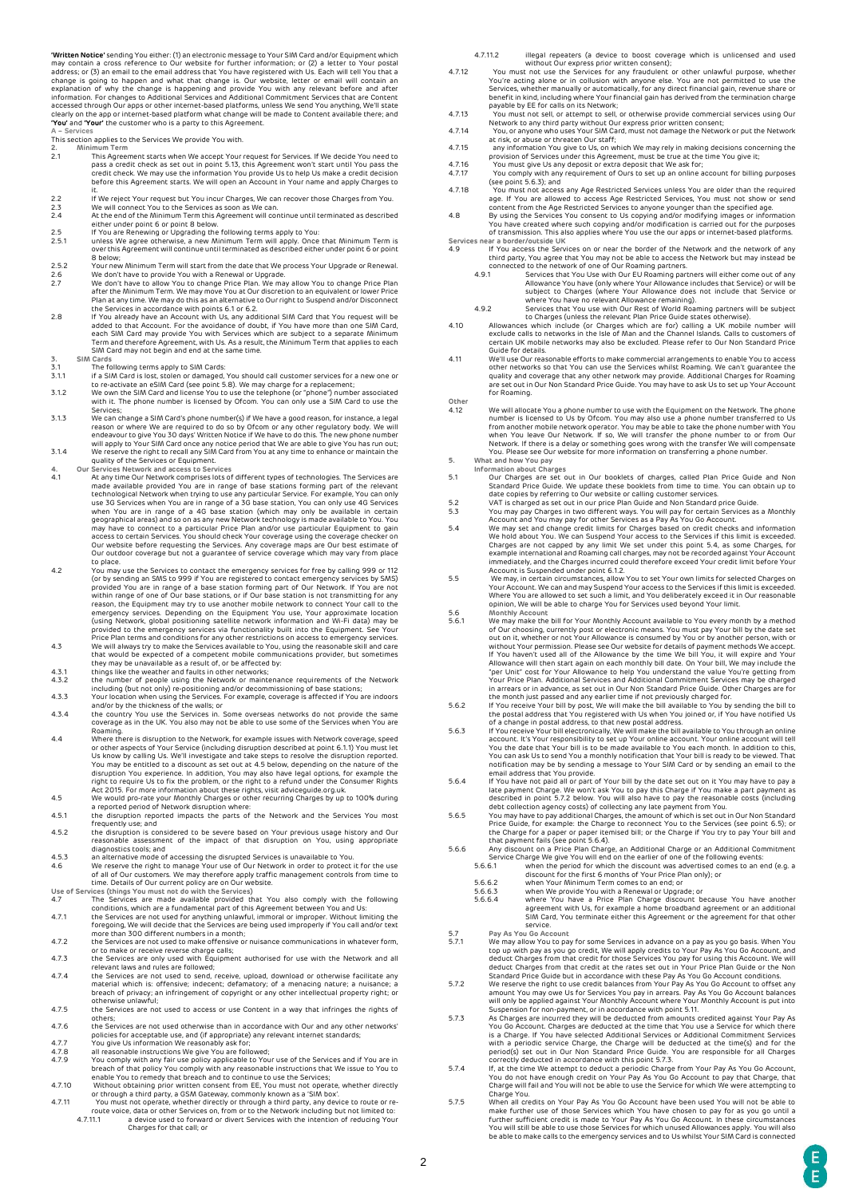**'Written Notice'** sending You either: (1) an electronic message to Your SIM Card and/or Equipment which may contain a cross reference to Our website for further information; or (2) a letter to Your postal address; or (3) an email to the email address that You have registered with Us. Each will tell You that a change is going to happen and what that change is. Our website, letter or email will contain an explanation of why the change is happening and provide You with any relevant before and after information. For changes to Additional Services and Additional Commitment Services that are Content accessed through Our apps or other internet-based platforms, unless We send You anything, We'll state clearly on the app or internet-based platform what change will be made to Content available there; and **'You'** and **'Your'** the customer who is a party to this Agreement.

## A – Services

This section applies to the Services We provide You with.

### 2. Minimum Term

2.1 This Agreement starts when We accept Your request for Services. If We decide You need to pass a credit check as set out in point 5.13, this Agreement won't start until You pass the credit check. We may use the information You provide Us to help Us make a credit decision before this Agreement starts. We will open an Account in Your name and apply Charges to it.

2.2 If We reject Your request but You incur Charges, We can recover those Charges from You.

2.3 We will connect You to the Services as soon as We can.

2.4 At the end of the Minimum Term this Agreement will continue until terminated as described either under point 6 or point 8 below.

2.5 If You are Renewing or Upgrading the following terms apply to You:

2.5.1 unless We agree otherwise, a new Minimum Term will apply. Once that Minimum Term is over this Agreement will continue until terminated as described either under point 6 or point 8 below;

2.5.2 Your new Minimum Term will start from the date that We process Your Upgrade or Renewal.

2.6 We don't have to provide You with a Renewal or Upgrade.

2.7 We don't have to allow You to change Price Plan. We may allow You to change Price Plan after the Minimum Term. We may move You at Our discretion to an equivalent or lower Price Plan at any time. We may do this as an alternative to Our right to Suspend and/or Disconnect the Services in accordance with points 6.1 or 6.2.

2.8 If You already have an Account with Us, any additional SIM Card that You request will be added to that Account. For the avoidance of doubt, if You have more than one SIM Card, each SIM Card may provide You with Services which are subject to a separate Minimum Term and therefore Agreement, with Us. As a result, the Minimum Term that applies to each SIM Card may not begin and end at the same time.

### 3. SIM Cards

3.1 The following terms apply to SIM Cards:

3.1.1 if a SIM Card is lost, stolen or damaged, You should call customer services for a new one or to re-activate an eSIM Card (see point 5.8). We may charge for a replacement;

3.1.2 We own the SIM Card and license You to use the telephone (or "phone") number associated with it. The phone number is licensed by Ofcom. You can only use a SIM Card to use the Services;

3.1.3 We can change a SIM Card's phone number(s) if We have a good reason, for instance, a legal reason or where We are required to do so by Ofcom or any other regulatory body. We will endeavour to give You 30 days' Written Notice if We have to do this. The new phone number will apply to Your SIM Card once any notice period that We are able to give You has run out;

3.1.4 We reserve the right to recall any SIM Card from You at any time to enhance or maintain the quality of the Services or Equipment.

### 4. Our Services Network and access to Services

4.1 At any time Our Network comprises lots of different types of technologies. The Services are made available provided You are in range of base stations forming part of the relevant technological Network when trying to use any particular Service. For example, You can only use 3G Services when You are in range of a 3G base station, You can only use 4G Services when You are in range of a 4G base station (which may only be available in certain geographical areas) and so on as any new Network technology is made available to You. You may have to connect to a particular Price Plan and/or use particular Equipment to gain access to certain Services. You should check Your coverage using the coverage checker on Our website before requesting the Services. Any coverage maps are Our best estimate of Our outdoor coverage but not a guarantee of service coverage which may vary from place to place.

4.2 You may use the Services to contact the emergency services for free by calling 999 or 112 (or by sending an SMS to 999 if You are registered to contact emergency services by SMS) provided You are in range of a base station forming part of Our Network. If You are not within range of one of Our base stations, or if Our base station is not transmitting for any reason, the Equipment may try to use another mobile network to connect Your call to the emergency services. Depending on the Equipment You use, Your approximate location (using Network, global positioning satellite network information and Wi-Fi data) may be provided to the emergency services via functionality built into the Equipment. See Your Price Plan terms and conditions for any other restrictions on access to emergency services.

4.3 We will always try to make the Services available to You, using the reasonable skill and care that would be expected of a competent mobile communications provider, but sometimes they may be unavailable as a result of, or be affected by:

4.3.1 things like the weather and faults in other networks;

4.3.2 the number of people using the Network or maintenance requirements of the Network including (but not only) re-positioning and/or decommissioning of base stations;

4.3.3 Your location when using the Services. For example, coverage is affected if You are indoors and/or by the thickness of the walls; or

4.3.4 the country You use the Services in. Some overseas networks do not provide the same coverage as in the UK. You also may not be able to use some of the Services when You are Roaming.

4.4 Where there is disruption to the Network, for example issues with Network coverage, speed or other aspects of Your Service (including disruption described at point 6.1.1) You must let Us know by calling Us. We'll investigate and take steps to resolve the disruption reported. You may be entitled to a discount as set out at 4.5 below, depending on the nature of the disruption You experience. In addition, You may also have legal options, for example the right to require Us to fix the problem, or the right to a refund under the Consumer Rights Act 2015. For more information about these rights, visit adviceguide.org.uk.

4.5 We would pro-rate your Monthly Charges or other recurring Charges by up to 100% during a reported period of Network disruption where:

4.5.1 the disruption reported impacts the parts of the Network and the Services You most frequently use; and

4.5.2 the disruption is considered to be severe based on Your previous usage history and Our reasonable assessment of the impact of that disruption on You, using appropriate diagnostics tools; and

4.5.3 an alternative mode of accessing the disrupted Services is unavailable to You.

4.6 We reserve the right to manage Your use of Our Network in order to protect it for the use of all of Our customers. We may therefore apply traffic management controls from time to time. Details of Our current policy are on Our website.

### Use of Services (things You must not do with the Services)

4.7 The Services are made available provided that You also comply with the following conditions, which are a fundamental part of this Agreement between You and Us:

4.7.1 the Services are not used for anything unlawful, immoral or improper. Without limiting the foregoing, We will decide that the Services are being used improperly if You call and/or text more than 300 different numbers in a month;

4.7.2 the Services are not used to make offensive or nuisance communications in whatever form, or to make or receive reverse charge calls;

4.7.3 the Services are only used with Equipment authorised for use with the Network and all relevant laws and rules are followed;

4.7.4 the Services are not used to send, receive, upload, download or otherwise facilitate any material which is: offensive; indecent; defamatory; of a menacing nature; a nuisance; a breach of privacy; an infringement of copyright or any other intellectual property right; or otherwise unlawful;

4.7.5 the Services are not used to access or use Content in a way that infringes the rights of others;

4.7.6 the Services are not used otherwise than in accordance with Our and any other networks' policies for acceptable use, and (if appropriate) any relevant internet standards;

4.7.7 You give Us information We reasonably ask for;

4.7.8 all reasonable instructions We give You are followed;

4.7.9 You comply with any fair use policy applicable to Your use of the Services and if You are in breach of that policy You comply with any reasonable instructions that We issue to You to enable You to remedy that breach and to continue to use the Services;

4.7.10 Without obtaining prior written consent from EE, You must not operate, whether directly or through a third party, a GSM Gateway, commonly known as a 'SIM box'.

4.7.11 You must not operate, whether directly or through a third party, any device to route or re-route voice, data or other Services on, from or to the Network including but not limited to:

4.7.11.1 a device used to forward or divert Services with the intention of reducing Your Charges for that call; or

4.7.11.2 illegal repeaters (a device to boost coverage which is unlicensed and used without Our express prior written consent);

4.7.12 You must not use the Services for any fraudulent or other unlawful purpose, whether You're acting alone or in collusion with anyone else. You are not permitted to use the Services, whether manually or automatically, for any direct financial gain, revenue share or benefit in kind, including where Your financial gain has derived from the termination charge payable by EE for calls on its Network;

4.7.13 You must not sell, or attempt to sell, or otherwise provide commercial services using Our Network to any third party without Our express prior written consent;

4.7.14 You, or anyone who uses Your SIM Card, must not damage the Network or put the Network at risk, or abuse or threaten Our staff;

4.7.15 any information You give to Us, on which We may rely in making decisions concerning the provision of Services under this Agreement, must be true at the time You give it;

4.7.16 You must give Us any deposit or extra deposit that We ask for;

4.7.17 You comply with any requirement of Ours to set up an online account for billing purposes (see point 5.6.3); and

4.7.18 You must not access any Age Restricted Services unless You are older than the required age. If You are allowed to access Age Restricted Services, You must not show or send content from the Age Restricted Services to anyone younger than the specified age.

4.8 By using the Services You consent to Us copying and/or modifying images or information You have created where such copying and/or modification is carried out for the purposes of transmission. This also applies where You use the our apps or internet-based platforms.

### Services near a border/outside UK

4.9 If You access the Services on or near the border of the Network and the network of any third party, You agree that You may not be able to access the Network but may instead be connected to the network of one of Our Roaming partners.

4.9.1 Services that You Use with Our EU Roaming partners will either come out of any Allowance You have (only where Your Allowance includes that Service) or will be subject to Charges (where Your Allowance does not include that Service or where You have no relevant Allowance remaining).

4.9.2 Services that You use with Our Rest of World Roaming partners will be subject to Charges (unless the relevant Plan Price Guide states otherwise).

4.10 Allowances which include (or Charges which are for) calling a UK mobile number will exclude calls to networks in the Isle of Man and the Channel Islands. Calls to customers of certain UK mobile networks may also be excluded. Please refer to Our Non Standard Price Guide for details.

4.11 We'll use Our reasonable efforts to make commercial arrangements to enable You to access other networks so that You can use the Services whilst Roaming. We can't guarantee the quality and coverage that any other network may provide. Additional Charges for Roaming are set out in Our Non Standard Price Guide. You may have to ask Us to set up Your Account for Roaming.

### Other

4.12 We will allocate You a phone number to use with the Equipment on the Network. The phone number is licensed to Us by Ofcom. You may also use a phone number transferred to Us from another mobile network operator. You may be able to take the phone number with You when You leave Our Network. If so, We will transfer the phone number to or from Our Network. If there is a delay or something goes wrong with the transfer We will compensate You. Please see Our website for more information on transferring a phone number.

### 5. What and how You pay

### Information about Charges

5.1 Our Charges are set out in Our booklets of charges, called Plan Price Guide and Non Standard Price Guide. We update these booklets from time to time. You can obtain up to date copies by referring to Our website or calling customer services.

5.2 VAT is charged as set out in our Plan Price Guide and Non Standard price Guide.

5.3 You may pay Charges in two different ways. You will pay for certain Services as a Monthly Account and You may pay for other Services as a Pay As You Go Account.

5.4 We may set and change credit limits for Charges based on credit checks and information We hold about You. We can Suspend Your access to the Services if this limit is exceeded. Charges are not capped by any limit We set under this point 5.4, as some Charges, for example international and Roaming call charges, may not be recorded against Your Account immediately, and the Charges incurred could therefore exceed Your credit limit before Your Account is Suspended under point 6.1.2.

5.5 We may, in certain circumstances, allow You to set Your own limits for selected Charges on Your Account. We can and may Suspend Your access to the Services if this limit is exceeded. Where You are allowed to set such a limit, and You deliberately exceed it in Our reasonable opinion, We will be able to charge You for Services used beyond Your limit.

5.6 **Monthly Account**

5.6.1 We may make the bill for Your Monthly Account available to You every month by a method of Our choosing, currently post or electronic means. You must pay Your bill by the date set out on it, whether or not Your Allowance is consumed by You or by another person, with or without Your permission. Please see Our website for details of payment methods We accept. If You haven't used all of the Allowance by the time We bill You, it will expire and Your Allowance will then start again on each monthly bill date. On Your bill, We may include the "per Unit" cost for Your Allowance to help You understand the value You're getting from Your Price Plan. Additional Services and Additional Commitment Services may be charged in arrears or in advance, as set out in Our Non Standard Price Guide. Other Charges are for the month just passed and any earlier time if not previously charged for.

5.6.2 If You receive Your bill by post, We will make the bill available to You by sending the bill to the postal address that You registered with Us when You joined or, if You have notified Us of a change in postal address, to that new postal address.

5.6.3 If You receive Your bill electronically, We will make the bill available to You through an online account. It's Your responsibility to set up Your online account. Your online account will tell You the date that Your bill is to be made available to You each month. In addition to this, You can ask Us to send You a monthly notification that Your bill is ready to be viewed. That notification may be by sending a message to Your SIM Card or by sending an email to the email address that You provide.

5.6.4 If You have not paid all or part of Your bill by the date set out on it You may have to pay a late payment Charge. We won't ask You to pay this Charge if You make a part payment as described in point 5.7.2 below. You will also have to pay the reasonable costs (including debt collection agency costs) of collecting any late payment from You.

5.6.5 You may have to pay additional Charges, the amount of which is set out in Our Non Standard Price Guide, for example: the Charge to reconnect You to the Services (see point 6.5); or the Charge for a paper or paper itemised bill; or the Charge if You try to pay Your bill and that payment fails (see point 5.6.4).

5.6.6 Any discount on a Price Plan Charge, an Additional Charge or an Additional Commitment Service Charge We give You will end on the earlier of one of the following events:

5.6.6.1 when the period for which the discount was advertised comes to an end (e.g. a discount for the first 6 months of Your Price Plan only); or

5.6.6.2 when Your Minimum Term comes to an end; or

5.6.6.3 when We provide You with a Renewal or Upgrade; or

5.6.6.4 where You have a Price Plan Charge discount because You have another agreement with Us, for example a home broadband agreement or an additional SIM Card, You terminate either this Agreement or the agreement for that other service.

5.7 **Pay As You Go Account**

5.7.1 We may allow You to pay for some Services in advance on a pay as you go basis. When You top up with pay as you go credit, We will apply credits to Your Pay As You Go Account, and deduct Charges from that credit for those Services You pay for using this Account. We will deduct Charges from that credit at the rates set out in Your Price Plan Guide or the Non Standard Price Guide in accordance with these Pay As You Go Account conditions.

5.7.2 We reserve the right to use credit balances from Your Pay As You Go Account to offset any amount You may owe Us for Services You pay in arrears. Pay As You Go Account balances will only be applied against Your Monthly Account where Your Monthly Account is put into Suspension for non-payment, or in accordance with point 5.11.

5.7.3 As Charges are incurred they will be deducted from amounts credited against Your Pay As You Go Account. Charges are deducted at the time that You use a Service for which there is a Charge. If You have selected Additional Services or Additional Commitment Services with a periodic service Charge, the Charge will be deducted at the time(s) and for the period(s) set out in Our Non Standard Price Guide. You are responsible for all Charges correctly deducted in accordance with this point 5.7.3.

5.7.4 If, at the time We attempt to deduct a periodic Charge from Your Pay As You Go Account, You do not have enough credit on Your Pay As You Go Account to pay that Charge, that Charge will fail and You will not be able to use the Service for which We were attempting to Charge You.

5.7.5 When all credits on Your Pay As You Go Account have been used You will not be able to make further use of those Services which You have chosen to pay for as you go until a further sufficient credit is made to Your Pay As You Go Account. In these circumstances You will still be able to use those Services for which unused Allowances apply. You will also be able to make calls to the emergency services and to Us whilst Your SIM Card is connected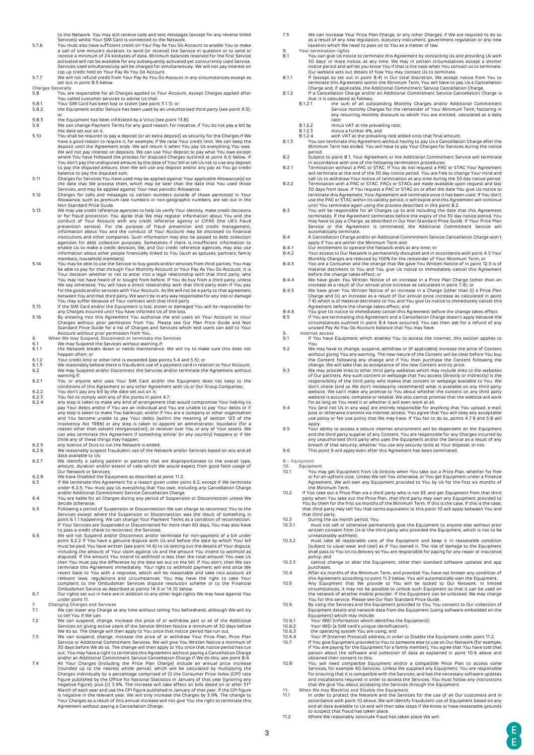to the Network. You may still receive calls and text messages (except for any reverse billed Services) whilst Your SIM Card is connected to the Network.

5.7.6 You must also have sufficient credit on Your Pay As You Go Account to enable You to make a call of one minute's duration, to send (or receive) the Service in question or to send or receive a minimum of 24 kilobytes of data. Minimum balances reserved for the first Service activated will not be available for any subsequently activated yet concurrently used Service. Services used simultaneously will be charged for simultaneously. We will not pay any interest on top up credit held on Your Pay As You Go Account.

5.7.7 We will not refund credit from Your Pay As You Go Account in any circumstances except as set out in point 8.5 below.

**Charges Generally**

5.8 You are responsible for all Charges applied to Your Account, except Charges applied after You called customer services to advise Us that:

5.8.1 Your SIM Card has been lost or stolen (see point 3.1.1); or

5.8.2 the Equipment and/or Service has been used by an unauthorised third party (see point 9.5); or

5.8.3 the Equipment has been infiltrated by a Virus (see point 13.8).

5.9 We can change Payment Terms for any good reason, for instance, if You do not pay a bill by the date set out on it.

5.10 You shall be required to pay a deposit (or an extra deposit) as security for the Charges if We have a good reason to require it, for example, if We raise Your credit limit. We can keep the deposit until the Agreement ends. We will return it when You pay Us everything You owe. We will not pay interest on deposits. We can use Your deposit to pay what You owe except where You have followed the process for disputed Charges outlined at point 6.6 below. If You don't pay the undisputed amount by the date of Your bill or tell Us not to use any deposit to pay the disputed amount, then We will use any deposit and/or any pay as You go credit balance to pay the disputed sum.

5.11 Charges for Services You have used may be applied against Your applicable Allowance(s) on the date that We process them, which may be later than the date that You used those Services, and may be applied against Your next periodic Allowance.

5.12 Charges for calls and messages to certain numbers outside of those permitted in Your Allowance, such as premium rate numbers or non-geographic numbers, are set out in the Non Standard Price Guide.

5.13 We may use credit reference agencies to help Us verify Your identity, make credit decisions or for fraud protection. You agree that We may register information about You and the conduct of Your Account with any credit reference agency or CIFAS (the UK's fraud prevention service). For the purpose of fraud prevention and credit management, information about You and the conduct of Your Account may be disclosed to financial institutions and other companies. Such information may also be passed to debt collection agencies for debt collection purposes. Sometimes if there is insufficient information to enable Us to make a credit decision, We, and Our credit reference agencies, may also use information about other people financially linked to You (such as spouses, partners, family members, household members).

5.14 You may be able to use the Service to buy goods and/or services from third parties. You may be able to pay for that through Your Monthly Account or Your Pay As You Go Account. It is Your decision whether or not to enter into a legal relationship with that third party, who You may not have heard of or bought from before. If You do buy from a third party, unless We say otherwise, You will have a direct relationship with that third party even if You pay for the goods and/or services with Your Account. As We will not be a party to that agreement between You and that third party, We won't be in any way responsible for any loss or damage You may suffer because of Your contract with that third party

5.15 If the SIM Card and/or the Equipment is lost, stolen or damaged You will be responsible for any Charges incurred until You have informed Us of the loss.

5.16 By entering into this Agreement You authorise the end users on Your Account to incur Charges without prior permission from You. Please see Our Plan Price Guide and Non Standard Price Guide for a list of Charges and Services which end users can add to Your Account without prior permission from You.

**6. When We may Suspend, Disconnect or terminate the Services**

6.1 We may Suspend the Services without warning if:

6.1.1 the Network breaks down or needs maintenance. We will try to make sure this does not happen often; or

6.1.2 Your credit limit or other limit is exceeded (see points 4.5 and 5.5); or

6.1.3 We reasonably believe there is fraudulent use of a payment card in relation to Your Account.

6.2 We may Suspend and/or Disconnect the Services and/or terminate the Agreement without warning if:

6.2.1 You or anyone who uses Your SIM Card and/or the Equipment does not keep to the conditions of this Agreement or any other Agreement with Us or Our Group Companies;

6.2.2 You don't pay any bill by the date set out on it;

6.2.3 You fail to comply with any of the points in point 4.7;

6.2.4 any step is taken to make any kind of arrangement that would compromise Your liability to pay Your debts and/or if You are an individual and You are unable to pay Your debts or if any step is taken to make You bankrupt; and/or if You are a company or other organisation and You become unable to pay Your debts (within the meaning of section 123 of the Insolvency Act 1986) or any step is taken to appoint an administrator, liquidator (for a reason other than solvent reorganisation), or receiver over You or any of Your assets. We can also terminate this Agreement if something similar (in any country) happens or if We think any of these things may happen;

6.2.5 any licence of Ours to run the Network is ended;

6.2.6 We reasonably suspect fraudulent use of the Network and/or Services based on any and all data available to Us;

6.2.7 We identify a calling pattern or patterns that are disproportionate to the overall type, amount, duration and/or extent of calls which We would expect from good faith usage of Our Network or Services;

6.2.8 We have Disabled the Equipment as described at point 11.2.

6.3 If We terminate this Agreement for a reason given under point 6.2, except if We terminate under 6.2.5, You must pay Us everything that You owe, including any Cancellation Charge and/or Additional Commitment Service Cancellation Charge.

6.4 You are liable for all Charges during any period of Suspension or Disconnection unless We decide otherwise.

6.5 Following a period of Suspension or Disconnection We can charge to reconnect You to the Services except where the Suspension or Disconnection was the result of something in point 6.1.1 happening. We can change Your Payment Terms as a condition of reconnection. If Your Services are Suspended or Disconnected for more than 60 days, You may also have to pass a credit check to reconnect the Services.

6.6 We will not Suspend and/or Disconnect and/or terminate for non-payment of a bill under point 6.2.2 if You have a genuine dispute with Us and before the date by which Your bill must be paid, You have written (see point 14.6) to Us setting out the details of Your dispute, including the amount of Your claim against Us and the amount You intend to withhold as disputed. If the amount You intend to withhold is less than the total amount You owe Us then You must pay the difference by the date set out on the bill. If You don't, then We can terminate this Agreement immediately. Your right to withhold payment will end once We revert back to You with a response, which will be reasonable and take into account all relevant laws, regulations and circumstances. You may have the right to take Your complaint to the Ombudsman Services dispute resolution scheme or to the Financial Ombudsman Service as described at points 14.9 or 14.10 below.

6.7 Our rights set out here are in addition to any other legal rights We may have against You under point 11.

**7. Changing Charges and Services**

7.1 We can lower any Charge at any time without telling You beforehand, although We will try to tell You if We can.

7.2 We can suspend, change, increase the price of or withdraw part or all of the Additional Services on giving active users of the Service Written Notice a minimum of 30 days before We do so. The change will then apply to You once that notice period has run out.

7.3 We can suspend, change, increase the price of or withdraw Your Price Plan, Price Plan Service or Additional Commitment Services. We will give You Written Notice a minimum of 30 days before We do so. The change will then apply to You once that notice period has run out. You may have a right to terminate this Agreement without paying a Cancellation Charge and/or an Additional Commitment Service Cancellation Charge if We do this, see point 8.4.

7.4 All Your Charges (including the Price Plan Charge) include an annual price increase (rounded up to the nearest whole pence), which will be calculated by multiplying the Charges individually by a percentage comprised of (i) the Consumer Price Index (CPI) rate figure published by the Office for National Statistics in January of that year (ignoring any negative figure), plus (ii) 3.9%. The increase will take effect on bills dated on or after 31st March of each year and use the CPI figure published in January of that year. If the CPI figure is negative in the relevant year, We will only increase the Charges by 3.9%. The change to Your Charges as a result of this annual increase will not give You the right to terminate this Agreement without paying a Cancellation Charge.

7.5 We can increase Your Price Plan Charge, or any other Charges, if We are required to do so as a result of any new legislation, statutory instrument, government regulation or any new taxation which We need to pass on to You as a matter of law.

**8. Your termination rights**

8.1 You can give Us notice to terminate this Agreement by contacting Us and providing Us with 30 days' or more notice, at any time. We may in certain circumstances accept a shorter notice period and will let you know You if that is the case when You contact us to terminate. Our website sets out details of how You may contact Us to terminate.

8.1.1 If (except as set out in point 8.4) in Our total discretion, We accept notice from You to terminate this Agreement within the Minimum Term, You will have to pay Us a Cancellation Charge and, if applicable, the Additional Commitment Service Cancellation Charge.

8.1.2 If a Cancellation Charge and/or an Additional Commitment Service Cancellation Charge is due, it is calculated as follows:

8.1.2.1 the sum of all outstanding Monthly Charges and/or Additional Commitment Service monthly Charges for the remainder of Your Minimum Term, factoring in any recurring monthly discount to which You are entitled, calculated at a daily rate;

8.1.2.2 minus VAT at the prevailing rate;

8.1.2.3 minus a further 4%; and

8.1.2.4 with VAT at the prevailing rate added onto that final amount.

8.1.3 You can terminate this Agreement without having to pay Us a Cancellation Charge after the Minimum Term has ended. You will have to pay Your Charges for Services during the notice period.

8.2 Subject to point 8.1, Your Agreement or the Additional Commitment Service will terminate in accordance with one of the following termination procedures:

8.2.1 Termination without a PAC or STAC. If You do not request a PAC or STAC Your Agreement will terminate at the end of the 30 day notice period. You are free to change Your mind and call Us to withdraw Your notice of termination at any time during the 30 day notice period.

8.2.2 Termination with a PAC or STAC. PACs or STACs are made available upon request and last 30 days from issue. If You request a PAC or STAC on or after the date You give Us notice to terminate this Agreement, Your Agreement will terminate once it has been used. If You don't use the PAC or STAC within its validity period, it will expire and this Agreement will continue until You terminate again using the process described in this point 8.2.

8.3 You will be responsible for all Charges up to and including the date that this Agreement terminates. If the Agreement terminates before the expiry of the 30 day notice period, You may have to pay a Charge, as described in Our Non-Standard Price Guide. If Your Price Plan Service or the Agreement is terminated, the Additional Commitment Service will automatically terminate.

8.4 A Cancellation Charge and/or an Additional Commitment Service Cancellation Charge won't apply if You are within the Minimum Term and:

8.4.1 Our entitlement to operate the Network ends at any time; or

8.4.2 Your access to Our Network is permanently disrupted and in accordance with point 4.5 Your Monthly Charges are reduced by 100% for the remainder of Your Minimum Term; or

8.4.3 You are a Consumer and the change that We gave You Written Notice of in point 12.3 is of material detriment to You and You give Us notice to immediately cancel this Agreement before the change takes effect; or

8.4.4 We have given You Written Notice of an increase in a Price Plan Charge (other than an increase as a result of Our annual price increase as calculated in point 7.4); or

8.4.5 We have given You Written Notice of an increase in a Charge (other than (i) a Price Plan Charge and (ii) an increase as a result of Our annual price increase as calculated in point 7.4) which is of material detriment to You and You give Us notice to immediately cancel this Agreement before the change takes effect; and

8.4.6 You give Us notice to immediately cancel this Agreement before the change takes effect.

8.5 If You are terminating this Agreement and a Cancellation Charge doesn't apply because the circumstances outlined in point 8.4 have occurred, You can then ask for a refund of any unused Pay As You Go Account balance that You may have.

**9. Internet access**

9.1 If You have Equipment which enables You to access the internet, this section applies to You.

9.2 We may have to change, suspend, withdraw or (if applicable) increase the price of Content without giving You any warning. The new nature of the Content will be clear before You buy the Content following any change and if You then purchase the Content following the change, We will take that as acceptance of the new Content and its price.

9.3 We may provide links to other third party websites which may include links to the websites of Our partners. Any such content or webpage that You access (directly or indirectly) is the responsibility of the third party who makes that content or webpage available to You. We don't check (and so We don't necessarily recommend) what is available on any third party website. We can't make any promise to You about whether the content on any third party website is accurate, complete or reliable. We also cannot promise that the website will work for as long as You need it or whether it will even work at all.

9.4 You (and not Us in any way) are entirely responsible for anything that You upload, e-mail, post or otherwise transmit via internet access. You agree that You will obey any acceptable use policy or fair use policy that We may have. If You fail to do so, points 4.7.9 and 5.8 will apply.

9.5 Your ability to access a secure internet environment will be dependent on the Equipment and the third party supplier of any Content. You are responsible for any Charges incurred by any unauthorised third party who uses the Equipment and/or the Service as a result of any breach of that security, whether You use any security tools at Your disposal, or not.

9.6 This point 9 will apply even after this Agreement has been terminated.

**B – Equipment**

**10. Equipment**

10.1 You may get Equipment from Us directly when You take out a Price Plan, whether for free or for an upfront cost. Unless We tell You otherwise, or You get Equipment under a Finance Agreement, We will own any Equipment provided to You by Us for the first six months of the Minimum Term.

10.2 If You take out a Price Plan via a third party who is not EE and get Equipment from that third party when You take out the Price Plan, that third party may own any Equipment provided to You by them for the first six months of the Minimum Term. If this is the case, If this is the case, that third party may tell You that terms equivalent to this point 10 will apply between You and that third party.

10.3 During the six month period, You:

10.3.1 must not sell or otherwise permanently give the Equipment to anyone else without prior written consent from Us or the third party who provided the Equipment, which is not to be unreasonably withheld;

10.3.2 must take all reasonable care of the Equipment and keep it in reasonable condition (subject to usual wear and tear) as if You owned it. The risk of damage to the Equipment shall pass to You on its delivery so You are responsible for paying for any repair or insurance policy; and

10.3.3 cannot change or alter the Equipment, other than standard software updates and app purchases.

10.4 After six months of the Minimum Term, and provided You have not broken any condition of this Agreement according to point 11.3 below, You will automatically own the Equipment.

10.5 Any Equipment that We provide to You will be locked to Our Network. In limited circumstances, it may not be possible to unlock such Equipment so that it can be used on the network of another mobile provider. If the Equipment can be unlocked, We may charge You for this service. Please see Our Non Standard Price Guide.

10.6 By using the Services and the Equipment provided to You, You consent to Our collection of Equipment details and network data from the Equipment (using software embedded on the Equipment) which may include:

10.6.1 Your IMEI (information which identifies the Equipment);

10.6.2 Your IMSI (a SIM card's unique identification);

10.6.3 the operating system You are using; and

10.6.4 Your IP (Internet Protocol) address, in order to Disable the Equipment under point 11.2.

10.7 If You give Equipment provided to You to someone else to use on Our Network (for example, if You are paying for the Equipment for a family member), You agree that You have told that person about the software and collection of data as explained in point 10.6 above and obtained their consent to this.

10.8 You will need compatible Equipment and/or a compatible Price Plan to access some Services, for example 4G Services. Unless We supplied any Equipment, You are responsible for ensuring that it is compatible with the Services, and has the necessary software updates and installations required in order to access the Services. You must follow any instructions that We give You about accessing the Services through the Equipment.

**11. When We may Blacklist and Disable the Equipment**

11.1 In order to protect the Network and the Services for the use of all Our customers and in accordance with point 10 above, We will identify fraudulent use of Equipment based on any and all data available to Us and will then take steps if We know or have reasonable grounds to suspect that fraud has taken place.

11.2 Where We reasonably conclude fraud has taken place We will: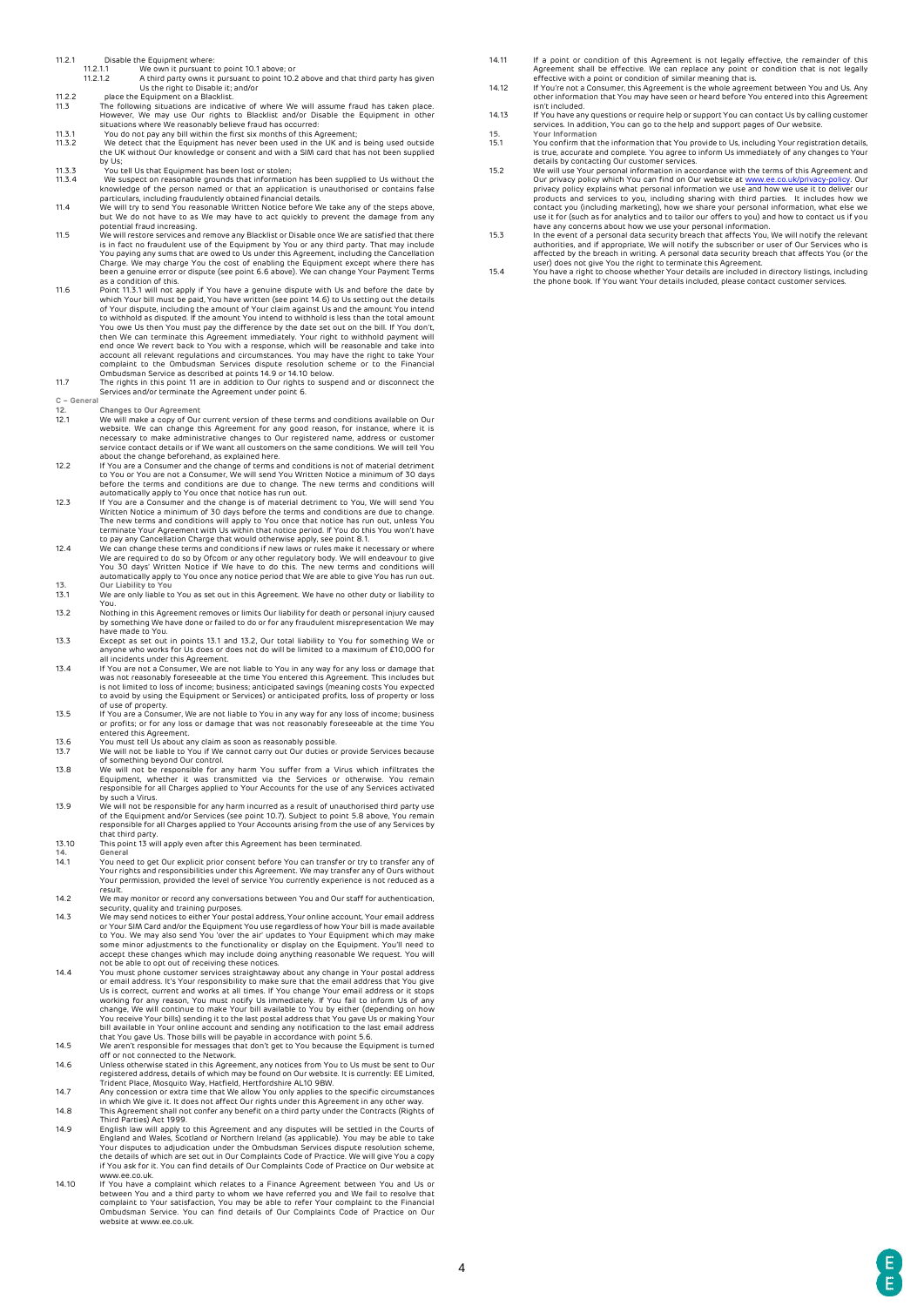11.2.1 Disable the Equipment where:

11.2.1.1 We own it pursuant to point 10.1 above; or

11.2.1.2 A third party owns it pursuant to point 10.2 above and that third party has given Us the right to Disable it; and/or

11.2.2 place the Equipment on a Blacklist.

11.3 The following situations are indicative of where We will assume fraud has taken place. However, We may use Our rights to Blacklist and/or Disable the Equipment in other situations where We reasonably believe fraud has occurred:

11.3.1 You do not pay any bill within the first six months of this Agreement;

11.3.2 We detect that the Equipment has never been used in the UK and is being used outside the UK without Our knowledge or consent and with a SIM card that has not been supplied by Us;

11.3.3 You tell Us that Equipment has been lost or stolen;

11.3.4 We suspect on reasonable grounds that information has been supplied to Us without the knowledge of the person named or that an application is unauthorised or contains false particulars, including fraudulently obtained financial details.

11.4 We will try to send You reasonable Written Notice before We take any of the steps above, but We do not have to as We may have to act quickly to prevent the damage from any potential fraud increasing.

11.5 We will restore services and remove any Blacklist or Disable once We are satisfied that there is in fact no fraudulent use of the Equipment by You or any third party. That may include You paying any sums that are owed to Us under this Agreement, including the Cancellation Charge. We may charge You the cost of enabling the Equipment except where there has been a genuine error or dispute (see point 6.6 above). We can change Your Payment Terms as a condition of this.

11.6 Point 11.3.1 will not apply if You have a genuine dispute with Us and before the date by which Your bill must be paid, You have written (see point 14.6) to Us setting out the details of Your dispute, including the amount of Your claim against Us and the amount You intend to withhold as disputed. If the amount You intend to withhold is less than the total amount You owe Us then You must pay the difference by the date set out on the bill. If You don't, then We can terminate this Agreement immediately. Your right to withhold payment will end once We revert back to You with a response, which will be reasonable and take into account all relevant regulations and circumstances. You may have the right to take Your complaint to the Ombudsman Services dispute resolution scheme or to the Financial Ombudsman Service as described at points 14.9 or 14.10 below.

11.7 The rights in this point 11 are in addition to Our rights to suspend and or disconnect the Services and/or terminate the Agreement under point 6.

## C – General

### 12. Changes to Our Agreement

12.1 We will make a copy of Our current version of these terms and conditions available on Our website. We can change this Agreement for any good reason, for instance, where it is necessary to make administrative changes to Our registered name, address or customer service contact details or if We want all customers on the same conditions. We will tell You about the change beforehand, as explained here.

12.2 If You are a Consumer and the change of terms and conditions is not of material detriment to You or You are not a Consumer, We will send You Written Notice a minimum of 30 days before the terms and conditions are due to change. The new terms and conditions will automatically apply to You once that notice has run out.

12.3 If You are a Consumer and the change is of material detriment to You, We will send You Written Notice a minimum of 30 days before the terms and conditions are due to change. The new terms and conditions will apply to You once that notice has run out, unless You terminate Your Agreement with Us within that notice period. If You do this You won't have to pay any Cancellation Charge that would otherwise apply, see point 8.1.

12.4 We can change these terms and conditions if new laws or rules make it necessary or where We are required to do so by Ofcom or any other regulatory body. We will endeavour to give You 30 days' Written Notice if We have to do this. The new terms and conditions will automatically apply to You once any notice period that We are able to give You has run out.

### 13. Our Liability to You

13.1 We are only liable to You as set out in this Agreement. We have no other duty or liability to You.

13.2 Nothing in this Agreement removes or limits Our liability for death or personal injury caused by something We have done or failed to do or for any fraudulent misrepresentation We may have made to You.

13.3 Except as set out in points 13.1 and 13.2, Our total liability to You for something We or anyone who works for Us does or does not do will be limited to a maximum of £10,000 for all incidents under this Agreement.

13.4 If You are not a Consumer, We are not liable to You in any way for any loss or damage that was not reasonably foreseeable at the time You entered this Agreement. This includes but is not limited to loss of income; business; anticipated savings (meaning costs You expected to avoid by using the Equipment or Services) or anticipated profits, loss of property or loss of use of property.

13.5 If You are a Consumer, We are not liable to You in any way for any loss of income; business or profits; or for any loss or damage that was not reasonably foreseeable at the time You entered this Agreement.

13.6 You must tell Us about any claim as soon as reasonably possible.

13.7 We will not be liable to You if We cannot carry out Our duties or provide Services because of something beyond Our control.

13.8 We will not be responsible for any harm You suffer from a Virus which infiltrates the Equipment, whether it was transmitted via the Services or otherwise. You remain responsible for all Charges applied to Your Accounts for the use of any Services activated by such a Virus.

13.9 We will not be responsible for any harm incurred as a result of unauthorised third party use of the Equipment and/or Services (see point 10.7). Subject to point 5.8 above, You remain responsible for all Charges applied to Your Accounts arising from the use of any Services by that third party.

13.10 This point 13 will apply even after this Agreement has been terminated.

### 14. General

14.1 You need to get Our explicit prior consent before You can transfer or try to transfer any of Your rights and responsibilities under this Agreement. We may transfer any of Ours without Your permission, provided the level of service You currently experience is not reduced as a result.

14.2 We may monitor or record any conversations between You and Our staff for authentication, security, quality and training purposes.

14.3 We may send notices to either Your postal address, Your online account, Your email address or Your SIM Card and/or the Equipment You use regardless of how Your bill is made available to You. We may also send You 'over the air' updates to Your Equipment which may make some minor adjustments to the functionality or display on the Equipment. You'll need to accept these changes which may include doing anything reasonable We request. You will not be able to opt out of receiving these notices.

14.4 You must phone customer services straightaway about any change in Your postal address or email address. It's Your responsibility to make sure that the email address that You give Us is correct, current and works at all times. If You change Your email address or it stops working for any reason, You must notify Us immediately. If You fail to inform Us of any change, We will continue to make Your bill available to You by either (depending on how You receive Your bills) sending it to the last postal address that You gave Us or making Your bill available in Your online account and sending any notification to the last email address that You gave Us. Those bills will be payable in accordance with point 5.6.

14.5 We aren't responsible for messages that don't get to You because the Equipment is turned off or not connected to the Network.

14.6 Unless otherwise stated in this Agreement, any notices from You to Us must be sent to Our registered address, details of which may be found on Our website. It is currently: EE Limited, Trident Place, Mosquito Way, Hatfield, Hertfordshire AL10 9BW.

14.7 Any concession or extra time that We allow You only applies to the specific circumstances in which We give it. It does not affect Our rights under this Agreement in any other way.

14.8 This Agreement shall not confer any benefit on a third party under the Contracts (Rights of Third Parties) Act 1999.

14.9 English law will apply to this Agreement and any disputes will be settled in the Courts of England and Wales, Scotland or Northern Ireland (as applicable). You may be able to take Your disputes to adjudication under the Ombudsman Services dispute resolution scheme, the details of which are set out in Our Complaints Code of Practice. We will give You a copy if You ask for it. You can find details of Our Complaints Code of Practice on Our website at www.ee.co.uk.

14.10 If You have a complaint which relates to a Finance Agreement between You and Us or between You and a third party to whom we have referred you and We fail to resolve that complaint to Your satisfaction, You may be able to refer Your complaint to the Financial Ombudsman Service. You can find details of Our Complaints Code of Practice on Our website at www.ee.co.uk.

14.11 If a point or condition of this Agreement is not legally effective, the remainder of this Agreement shall be effective. We can replace any point or condition that is not legally effective with a point or condition of similar meaning that is.

14.12 If You're not a Consumer, this Agreement is the whole agreement between You and Us. Any other information that You may have seen or heard before You entered into this Agreement isn't included.

14.13 If You have any questions or require help or support You can contact Us by calling customer services. In addition, You can go to the help and support pages of Our website.

### 15. Your Information

15.1 You confirm that the information that You provide to Us, including Your registration details, is true, accurate and complete. You agree to inform Us immediately of any changes to Your details by contacting Our customer services.

15.2 We will use Your personal information in accordance with the terms of this Agreement and Our privacy policy which You can find on Our website at www.ee.co.uk/privacy-policy. Our privacy policy explains what personal information we use and how we use it to deliver our products and services to you, including sharing with third parties. It includes how we contact you (including marketing), how we share your personal information, what else we use it for (such as for analytics and to tailor our offers to you) and how to contact us if you have any concerns about how we use your personal information.

15.3 In the event of a personal data security breach that affects You, We will notify the relevant authorities, and if appropriate, We will notify the subscriber or user of Our Services who is affected by the breach in writing. A personal data security breach that affects You (or the user) does not give You the right to terminate this Agreement.

15.4 You have a right to choose whether Your details are included in directory listings, including the phone book. If You want Your details included, please contact customer services.